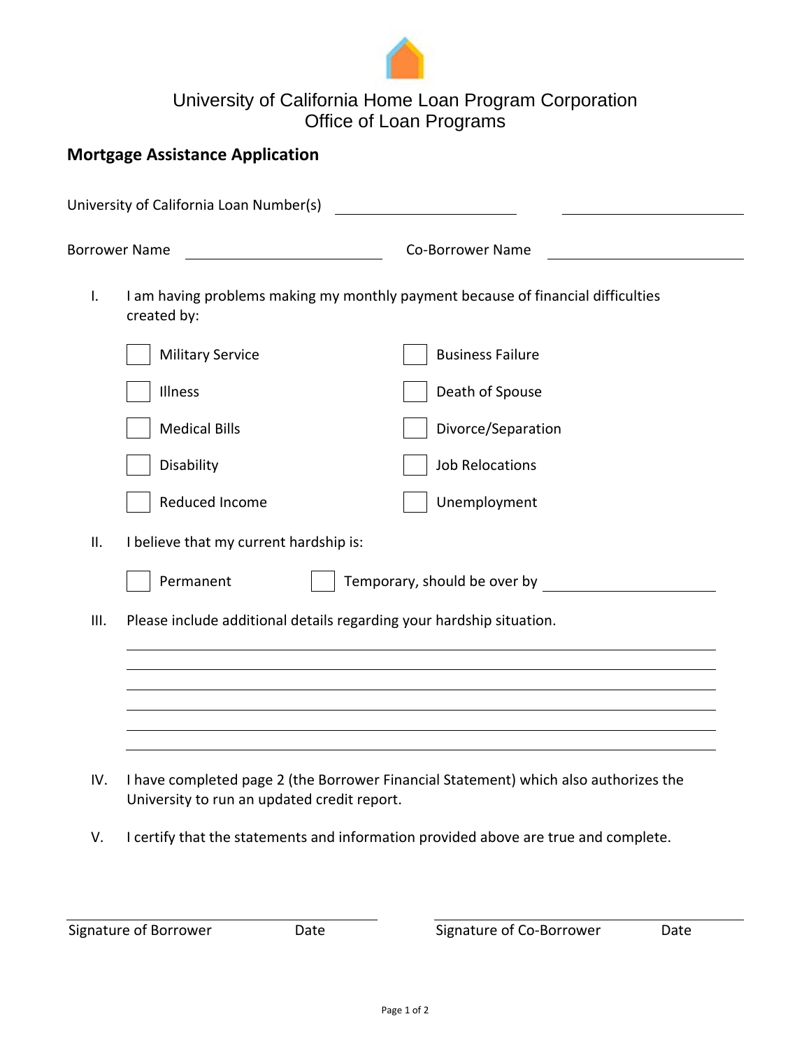University of California Home Loan Program Corporation
Office of Loan Programs

## Mortgage Assistance Application

University of California Loan Number(s) ____________________ ____________________

Borrower Name ____________________ Co-Borrower Name ____________________

I. I am having problems making my monthly payment because of financial difficulties created by:

- [ ] Military Service
- [ ] Business Failure
- [ ] Illness
- [ ] Death of Spouse
- [ ] Medical Bills
- [ ] Divorce/Separation
- [ ] Disability
- [ ] Job Relocations
- [ ] Reduced Income
- [ ] Unemployment

II. I believe that my current hardship is:

- [ ] Permanent
- [ ] Temporary, should be over by ____________________

III. Please include additional details regarding your hardship situation.

______________________________________________________________________

______________________________________________________________________

______________________________________________________________________

______________________________________________________________________

______________________________________________________________________

______________________________________________________________________

IV. I have completed page 2 (the Borrower Financial Statement) which also authorizes the University to run an updated credit report.

V. I certify that the statements and information provided above are true and complete.

______________________________ ______________________________

Signature of Borrower Date Signature of Co-Borrower Date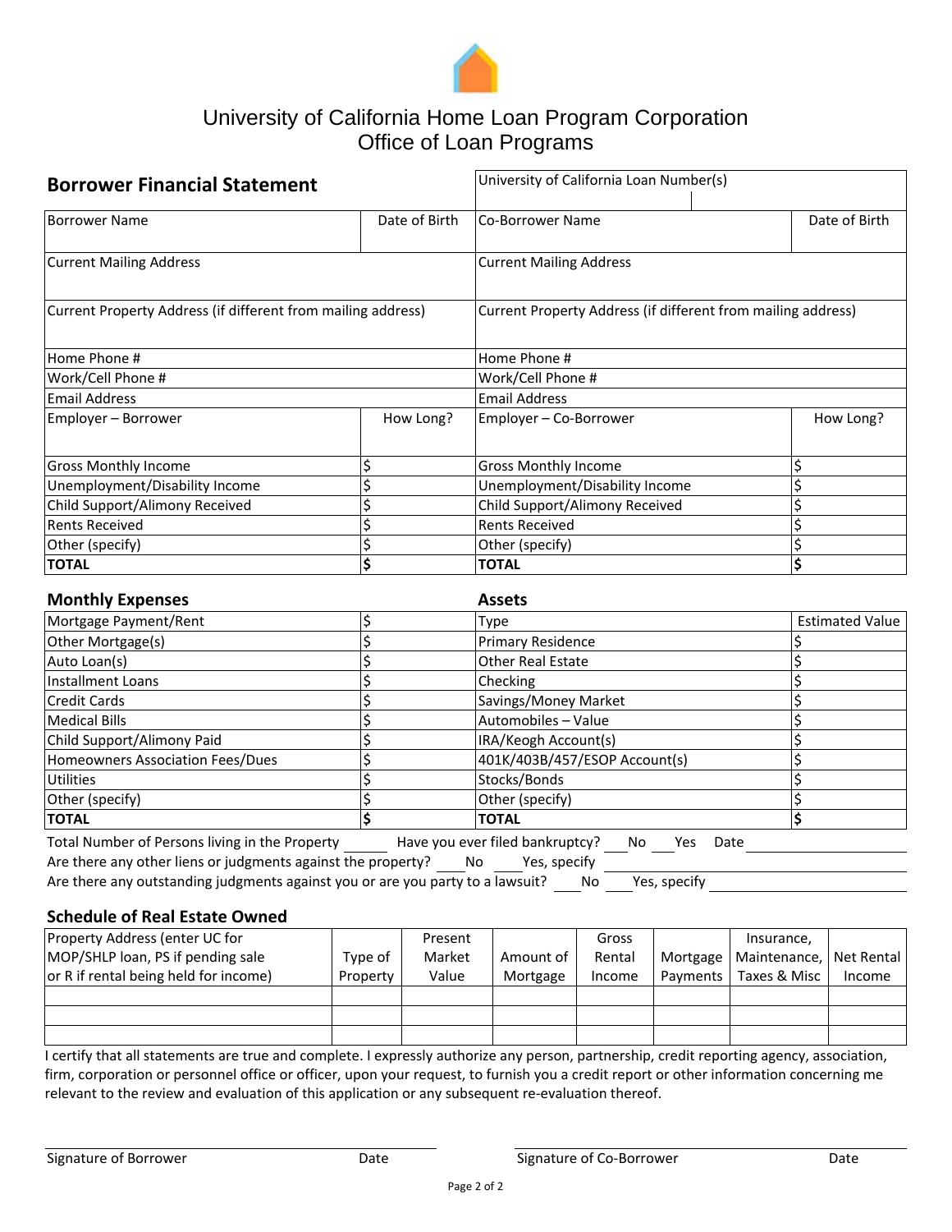# University of California Home Loan Program Corporation
## Office of Loan Programs

## Borrower Financial Statement

| University of California Loan Number(s) | |
|---|---|
| | |

| Borrower Name | Date of Birth | Co-Borrower Name | Date of Birth |
|---|---|---|---|
| Current Mailing Address | | Current Mailing Address | |
| Current Property Address (if different from mailing address) | | Current Property Address (if different from mailing address) | |
| Home Phone # | | Home Phone # | |
| Work/Cell Phone # | | Work/Cell Phone # | |
| Email Address | | Email Address | |
| Employer – Borrower | How Long? | Employer – Co-Borrower | How Long? |
| Gross Monthly Income | $ | Gross Monthly Income | $ |
| Unemployment/Disability Income | $ | Unemployment/Disability Income | $ |
| Child Support/Alimony Received | $ | Child Support/Alimony Received | $ |
| Rents Received | $ | Rents Received | $ |
| Other (specify) | $ | Other (specify) | $ |
| **TOTAL** | **$** | **TOTAL** | **$** |

| **Monthly Expenses** | | **Assets** | |
|---|---|---|---|
| Mortgage Payment/Rent | $ | Type | Estimated Value |
| Other Mortgage(s) | $ | Primary Residence | $ |
| Auto Loan(s) | $ | Other Real Estate | $ |
| Installment Loans | $ | Checking | $ |
| Credit Cards | $ | Savings/Money Market | $ |
| Medical Bills | $ | Automobiles – Value | $ |
| Child Support/Alimony Paid | $ | IRA/Keogh Account(s) | $ |
| Homeowners Association Fees/Dues | $ | 401K/403B/457/ESOP Account(s) | $ |
| Utilities | $ | Stocks/Bonds | $ |
| Other (specify) | $ | Other (specify) | $ |
| **TOTAL** | **$** | **TOTAL** | **$** |

Total Number of Persons living in the Property ______ Have you ever filed bankruptcy? ___No ___Yes Date ____________

Are there any other liens or judgments against the property? ____No ____Yes, specify ____________

Are there any outstanding judgments against you or are you party to a lawsuit? ____No ____Yes, specify ____________

### Schedule of Real Estate Owned

| Property Address (enter UC for MOP/SHLP loan, PS if pending sale or R if rental being held for income) | Type of Property | Present Market Value | Amount of Mortgage | Gross Rental Income | Mortgage Payments | Insurance, Maintenance, Taxes & Misc | Net Rental Income |
|---|---|---|---|---|---|---|---|
| | | | | | | | |
| | | | | | | | |
| | | | | | | | |

I certify that all statements are true and complete. I expressly authorize any person, partnership, credit reporting agency, association, firm, corporation or personnel office or officer, upon your request, to furnish you a credit report or other information concerning me relevant to the review and evaluation of this application or any subsequent re-evaluation thereof.

Signature of Borrower __________ Date __________

Signature of Co-Borrower __________ Date __________